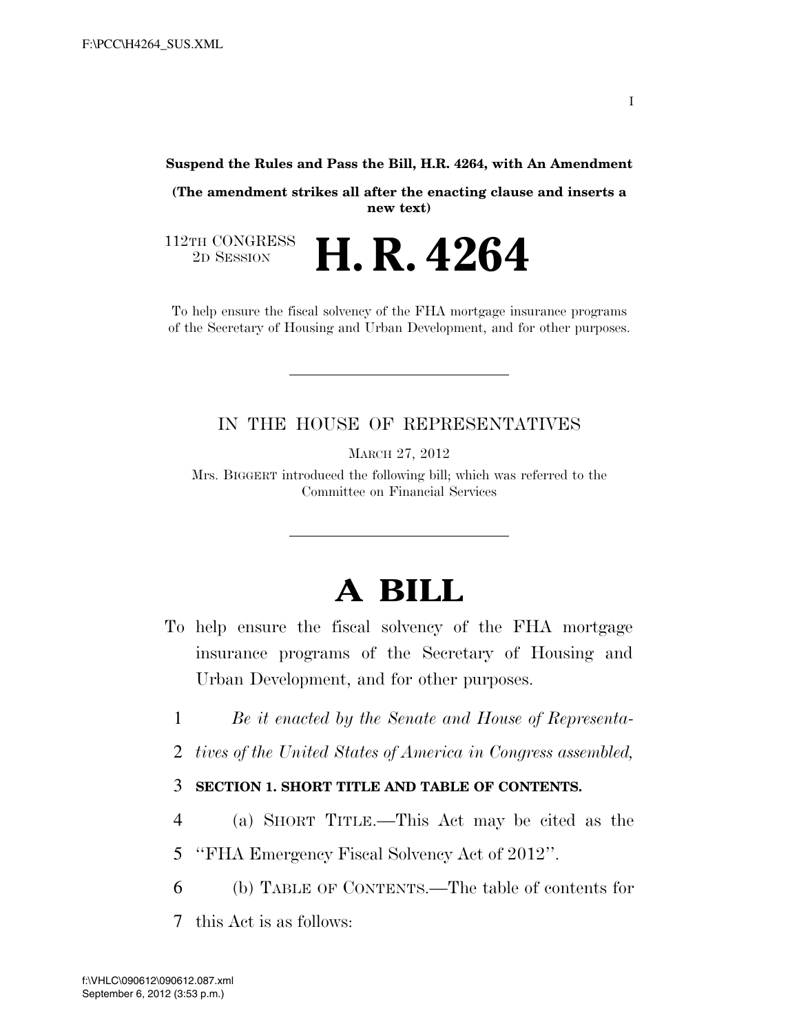**Suspend the Rules and Pass the Bill, H.R. 4264, with An Amendment**

**(The amendment strikes all after the enacting clause and inserts a new text)**

112TH CONGRESS
2D SESSION

# H. R. 4264

To help ensure the fiscal solvency of the FHA mortgage insurance programs of the Secretary of Housing and Urban Development, and for other purposes.

---

IN THE HOUSE OF REPRESENTATIVES

MARCH 27, 2012

Mrs. BIGGERT introduced the following bill; which was referred to the Committee on Financial Services

---

# A BILL

To help ensure the fiscal solvency of the FHA mortgage insurance programs of the Secretary of Housing and Urban Development, and for other purposes.

1 *Be it enacted by the Senate and House of Representa-*
2 *tives of the United States of America in Congress assembled,*

3 **SECTION 1. SHORT TITLE AND TABLE OF CONTENTS.**

4 (a) SHORT TITLE.—This Act may be cited as the
5 ''FHA Emergency Fiscal Solvency Act of 2012''.

6 (b) TABLE OF CONTENTS.—The table of contents for
7 this Act is as follows: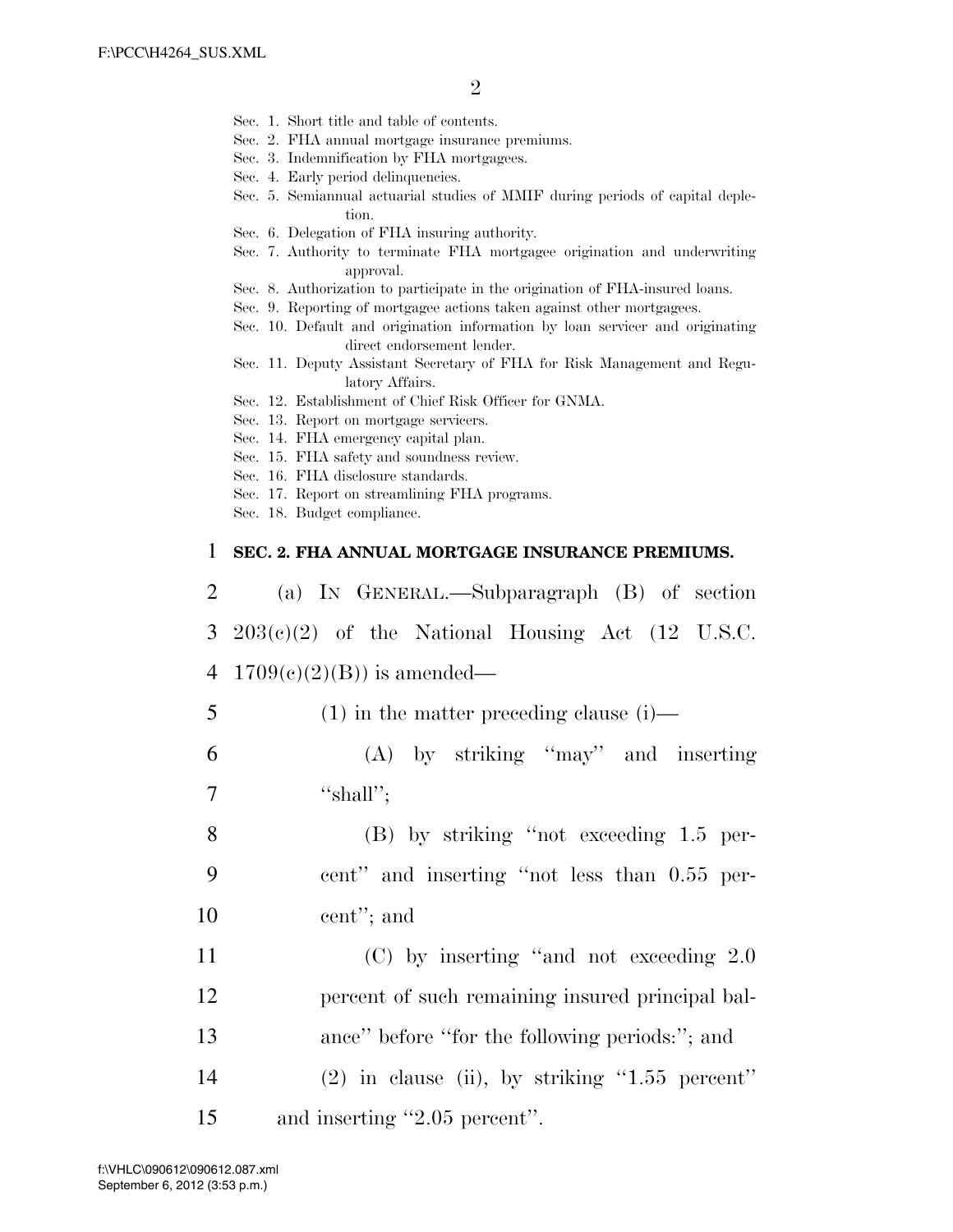Sec. 1. Short title and table of contents.
Sec. 2. FHA annual mortgage insurance premiums.
Sec. 3. Indemnification by FHA mortgagees.
Sec. 4. Early period delinquencies.
Sec. 5. Semiannual actuarial studies of MMIF during periods of capital depletion.
Sec. 6. Delegation of FHA insuring authority.
Sec. 7. Authority to terminate FHA mortgagee origination and underwriting approval.
Sec. 8. Authorization to participate in the origination of FHA-insured loans.
Sec. 9. Reporting of mortgagee actions taken against other mortgagees.
Sec. 10. Default and origination information by loan servicer and originating direct endorsement lender.
Sec. 11. Deputy Assistant Secretary of FHA for Risk Management and Regulatory Affairs.
Sec. 12. Establishment of Chief Risk Officer for GNMA.
Sec. 13. Report on mortgage servicers.
Sec. 14. FHA emergency capital plan.
Sec. 15. FHA safety and soundness review.
Sec. 16. FHA disclosure standards.
Sec. 17. Report on streamlining FHA programs.
Sec. 18. Budget compliance.

## SEC. 2. FHA ANNUAL MORTGAGE INSURANCE PREMIUMS.

(a) IN GENERAL.—Subparagraph (B) of section 203(c)(2) of the National Housing Act (12 U.S.C. 1709(c)(2)(B)) is amended—

(1) in the matter preceding clause (i)—

(A) by striking ''may'' and inserting ''shall'';

(B) by striking ''not exceeding 1.5 percent'' and inserting ''not less than 0.55 percent''; and

(C) by inserting ''and not exceeding 2.0 percent of such remaining insured principal balance'' before ''for the following periods:''; and

(2) in clause (ii), by striking ''1.55 percent'' and inserting ''2.05 percent''.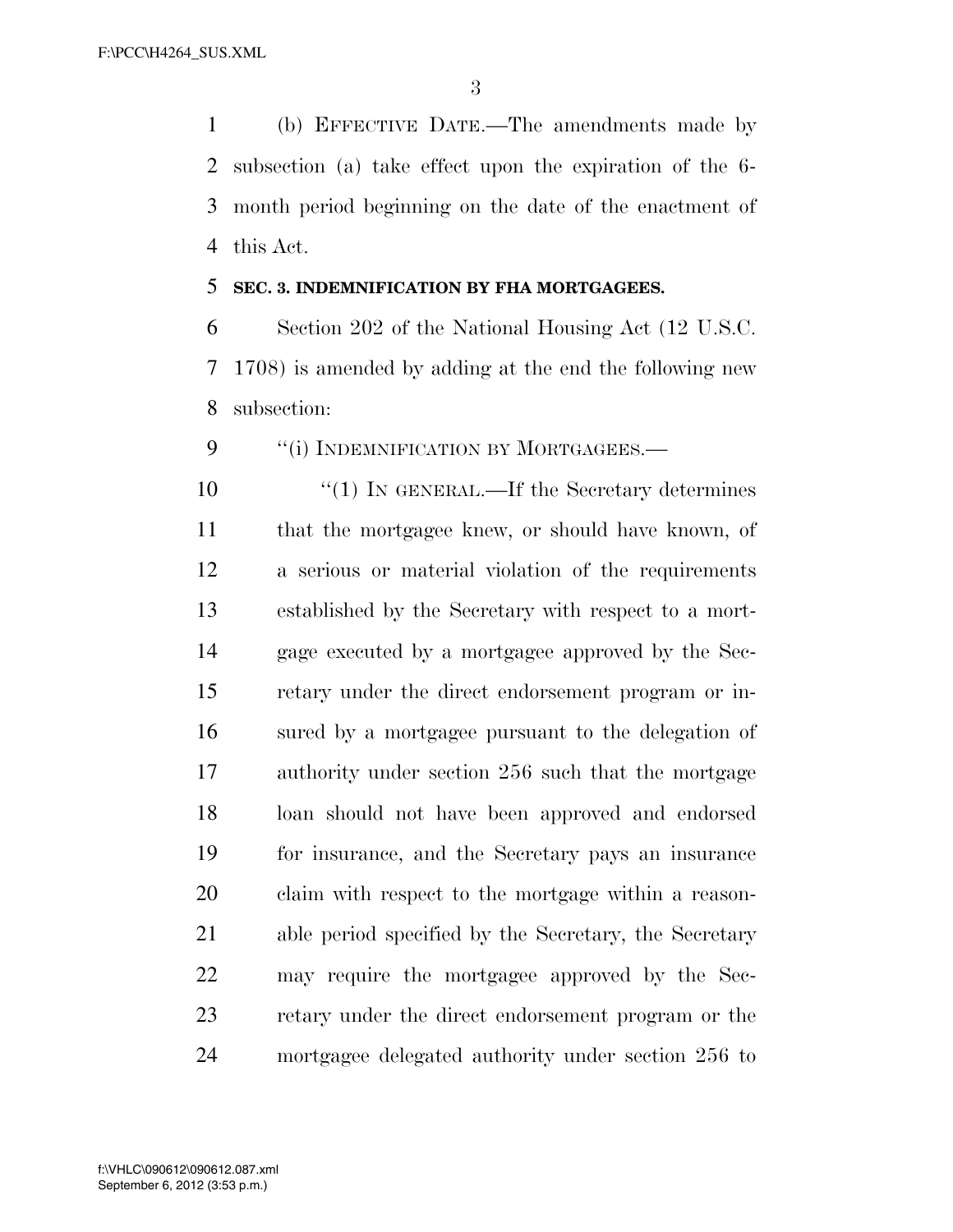(b) EFFECTIVE DATE.—The amendments made by subsection (a) take effect upon the expiration of the 6-month period beginning on the date of the enactment of this Act.

**SEC. 3. INDEMNIFICATION BY FHA MORTGAGEES.**

Section 202 of the National Housing Act (12 U.S.C. 1708) is amended by adding at the end the following new subsection:

"(i) INDEMNIFICATION BY MORTGAGEES.—

"(1) IN GENERAL.—If the Secretary determines that the mortgagee knew, or should have known, of a serious or material violation of the requirements established by the Secretary with respect to a mortgage executed by a mortgagee approved by the Secretary under the direct endorsement program or insured by a mortgagee pursuant to the delegation of authority under section 256 such that the mortgage loan should not have been approved and endorsed for insurance, and the Secretary pays an insurance claim with respect to the mortgage within a reasonable period specified by the Secretary, the Secretary may require the mortgagee approved by the Secretary under the direct endorsement program or the mortgagee delegated authority under section 256 to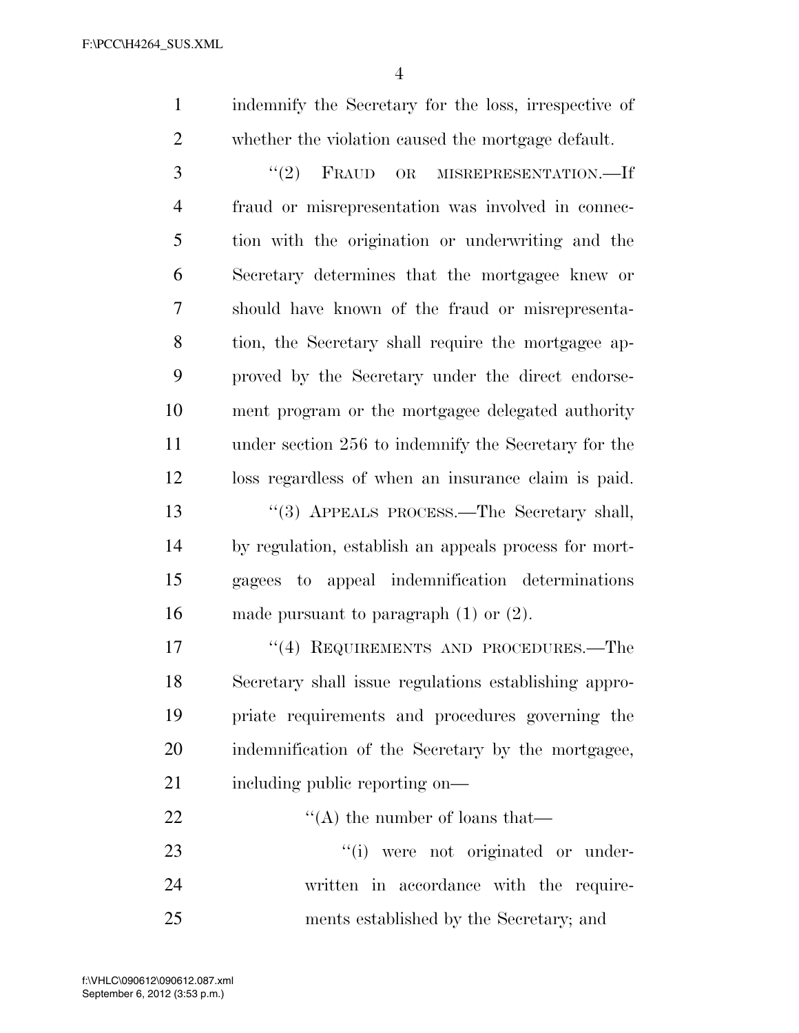indemnify the Secretary for the loss, irrespective of whether the violation caused the mortgage default.

"(2) FRAUD OR MISREPRESENTATION.—If fraud or misrepresentation was involved in connection with the origination or underwriting and the Secretary determines that the mortgagee knew or should have known of the fraud or misrepresentation, the Secretary shall require the mortgagee approved by the Secretary under the direct endorsement program or the mortgagee delegated authority under section 256 to indemnify the Secretary for the loss regardless of when an insurance claim is paid.

"(3) APPEALS PROCESS.—The Secretary shall, by regulation, establish an appeals process for mortgagees to appeal indemnification determinations made pursuant to paragraph (1) or (2).

"(4) REQUIREMENTS AND PROCEDURES.—The Secretary shall issue regulations establishing appropriate requirements and procedures governing the indemnification of the Secretary by the mortgagee, including public reporting on—

"(A) the number of loans that—

"(i) were not originated or underwritten in accordance with the requirements established by the Secretary; and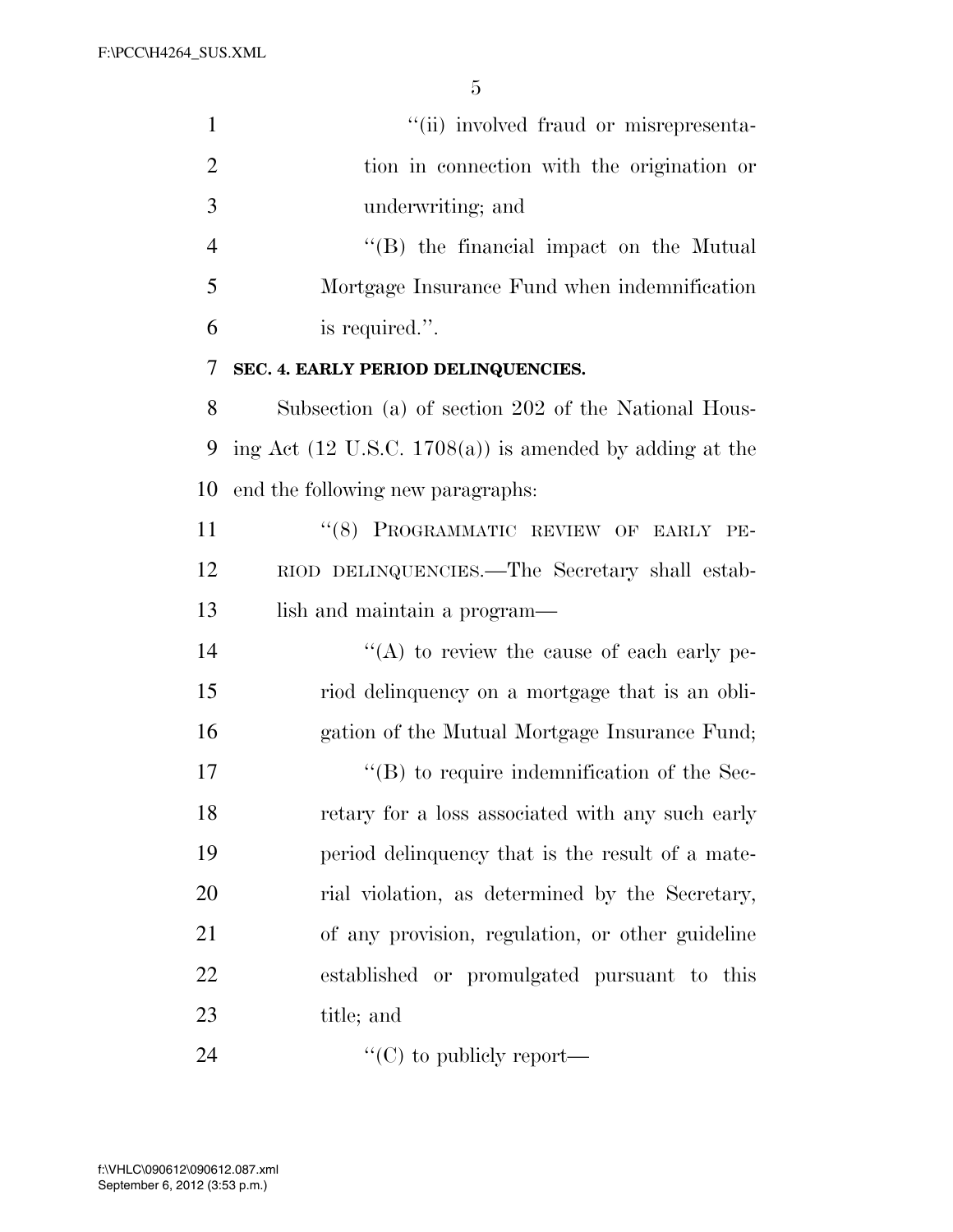''(ii) involved fraud or misrepresentation in connection with the origination or underwriting; and

''(B) the financial impact on the Mutual Mortgage Insurance Fund when indemnification is required.''.

**SEC. 4. EARLY PERIOD DELINQUENCIES.**

Subsection (a) of section 202 of the National Housing Act (12 U.S.C. 1708(a)) is amended by adding at the end the following new paragraphs:

''(8) PROGRAMMATIC REVIEW OF EARLY PERIOD DELINQUENCIES.—The Secretary shall establish and maintain a program—

''(A) to review the cause of each early period delinquency on a mortgage that is an obligation of the Mutual Mortgage Insurance Fund;

''(B) to require indemnification of the Secretary for a loss associated with any such early period delinquency that is the result of a material violation, as determined by the Secretary, of any provision, regulation, or other guideline established or promulgated pursuant to this title; and

''(C) to publicly report—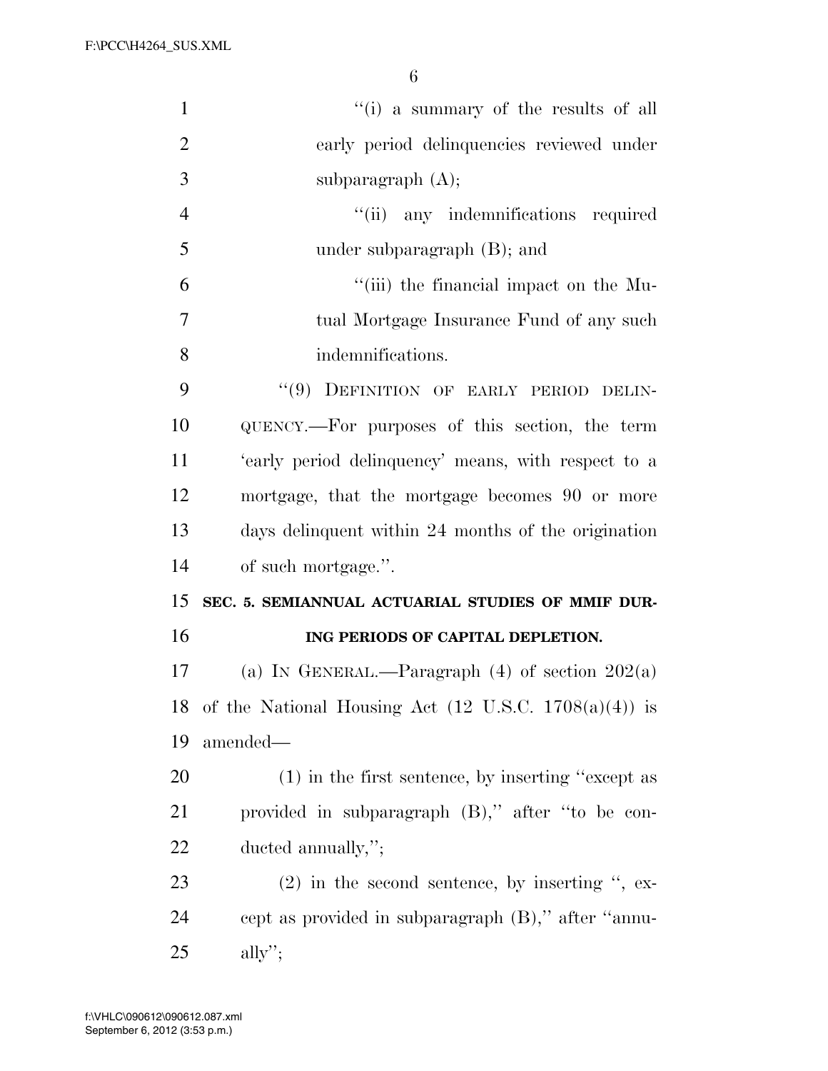"(i) a summary of the results of all early period delinquencies reviewed under subparagraph (A);

"(ii) any indemnifications required under subparagraph (B); and

"(iii) the financial impact on the Mutual Mortgage Insurance Fund of any such indemnifications.

"(9) DEFINITION OF EARLY PERIOD DELINQUENCY.—For purposes of this section, the term 'early period delinquency' means, with respect to a mortgage, that the mortgage becomes 90 or more days delinquent within 24 months of the origination of such mortgage.".

**SEC. 5. SEMIANNUAL ACTUARIAL STUDIES OF MMIF DURING PERIODS OF CAPITAL DEPLETION.**

(a) IN GENERAL.—Paragraph (4) of section 202(a) of the National Housing Act (12 U.S.C. 1708(a)(4)) is amended—

(1) in the first sentence, by inserting "except as provided in subparagraph (B)," after "to be conducted annually,";

(2) in the second sentence, by inserting ", except as provided in subparagraph (B)," after "annually";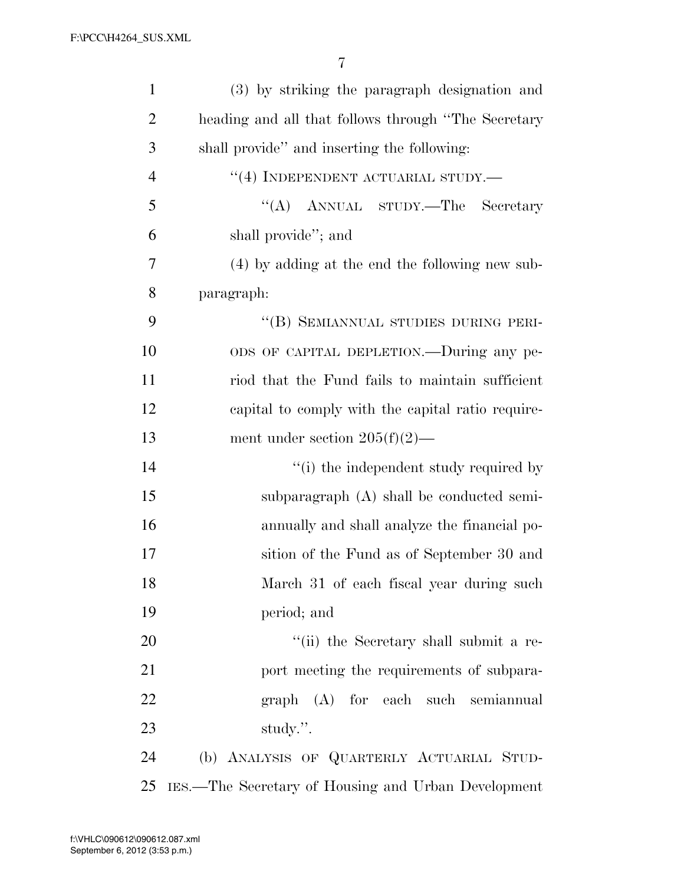(3) by striking the paragraph designation and heading and all that follows through ''The Secretary shall provide'' and inserting the following:

''(4) INDEPENDENT ACTUARIAL STUDY.—

''(A) ANNUAL STUDY.—The Secretary shall provide''; and

(4) by adding at the end the following new subparagraph:

''(B) SEMIANNUAL STUDIES DURING PERIODS OF CAPITAL DEPLETION.—During any period that the Fund fails to maintain sufficient capital to comply with the capital ratio requirement under section 205(f)(2)—

''(i) the independent study required by subparagraph (A) shall be conducted semiannually and shall analyze the financial position of the Fund as of September 30 and March 31 of each fiscal year during such period; and

''(ii) the Secretary shall submit a report meeting the requirements of subparagraph (A) for each such semiannual study.''.

(b) ANALYSIS OF QUARTERLY ACTUARIAL STUDIES.—The Secretary of Housing and Urban Development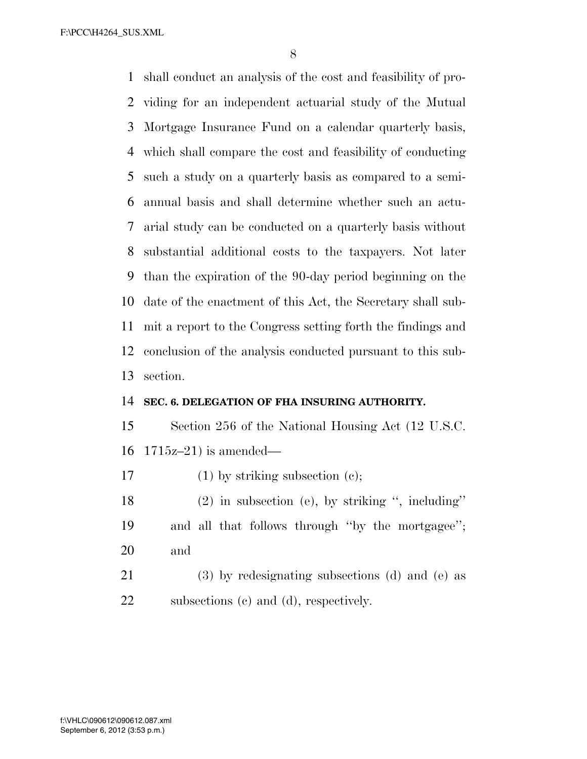shall conduct an analysis of the cost and feasibility of providing for an independent actuarial study of the Mutual Mortgage Insurance Fund on a calendar quarterly basis, which shall compare the cost and feasibility of conducting such a study on a quarterly basis as compared to a semiannual basis and shall determine whether such an actuarial study can be conducted on a quarterly basis without substantial additional costs to the taxpayers. Not later than the expiration of the 90-day period beginning on the date of the enactment of this Act, the Secretary shall submit a report to the Congress setting forth the findings and conclusion of the analysis conducted pursuant to this subsection.

**SEC. 6. DELEGATION OF FHA INSURING AUTHORITY.**

Section 256 of the National Housing Act (12 U.S.C. 1715z–21) is amended—

(1) by striking subsection (c);

(2) in subsection (e), by striking '', including'' and all that follows through ''by the mortgagee''; and

(3) by redesignating subsections (d) and (e) as subsections (c) and (d), respectively.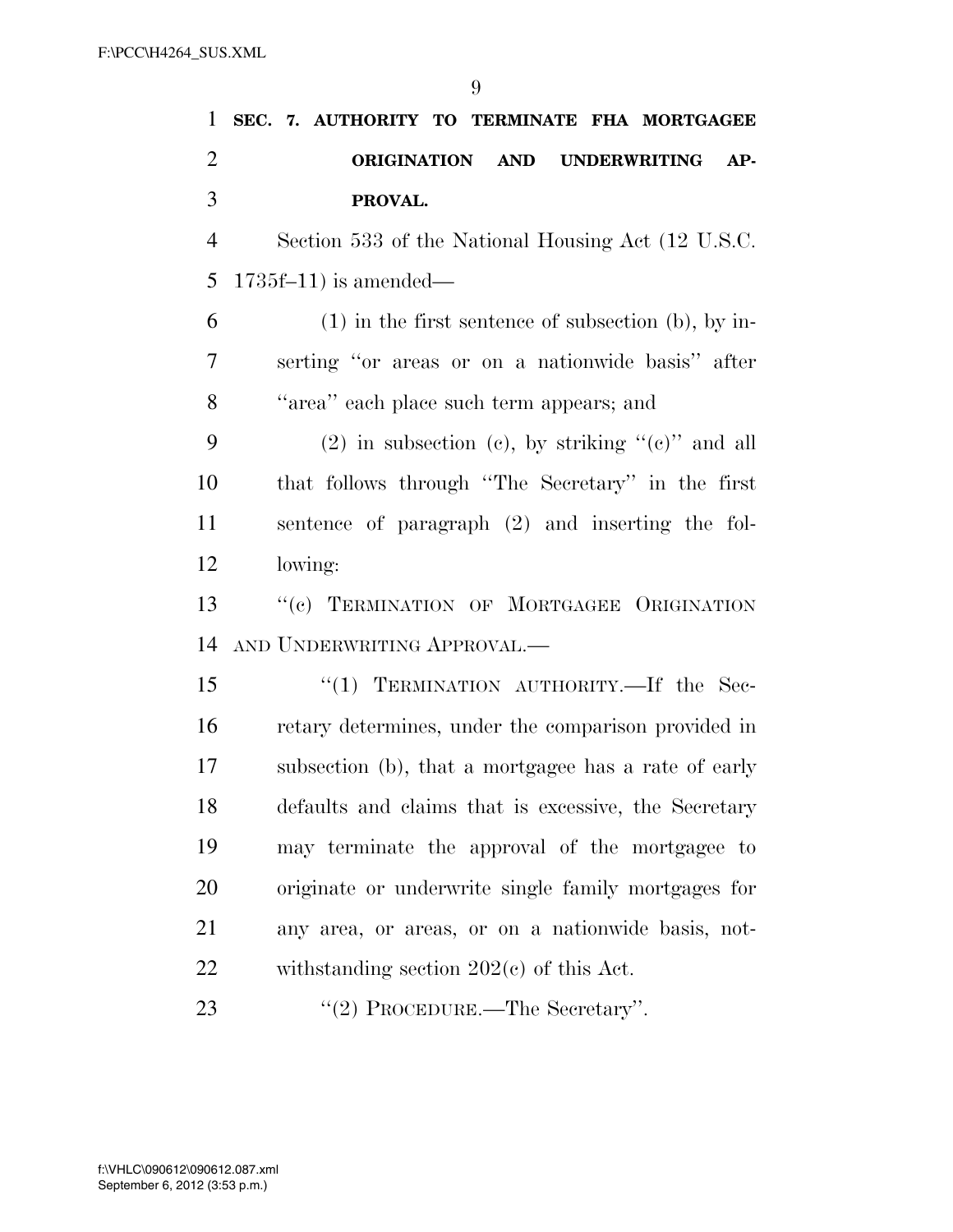**SEC. 7. AUTHORITY TO TERMINATE FHA MORTGAGEE ORIGINATION AND UNDERWRITING APPROVAL.**

Section 533 of the National Housing Act (12 U.S.C. 1735f–11) is amended—

(1) in the first sentence of subsection (b), by inserting ''or areas or on a nationwide basis'' after ''area'' each place such term appears; and

(2) in subsection (c), by striking ''(c)'' and all that follows through ''The Secretary'' in the first sentence of paragraph (2) and inserting the following:

''(c) TERMINATION OF MORTGAGEE ORIGINATION AND UNDERWRITING APPROVAL.—

''(1) TERMINATION AUTHORITY.—If the Secretary determines, under the comparison provided in subsection (b), that a mortgagee has a rate of early defaults and claims that is excessive, the Secretary may terminate the approval of the mortgagee to originate or underwrite single family mortgages for any area, or areas, or on a nationwide basis, notwithstanding section 202(c) of this Act.

''(2) PROCEDURE.—The Secretary''.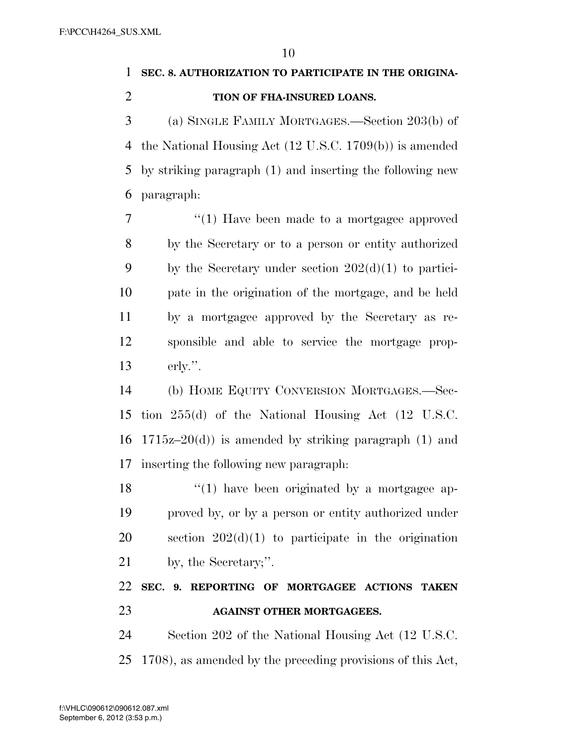**SEC. 8. AUTHORIZATION TO PARTICIPATE IN THE ORIGINATION OF FHA-INSURED LOANS.**

(a) SINGLE FAMILY MORTGAGES.—Section 203(b) of the National Housing Act (12 U.S.C. 1709(b)) is amended by striking paragraph (1) and inserting the following new paragraph:

> "(1) Have been made to a mortgagee approved by the Secretary or to a person or entity authorized by the Secretary under section 202(d)(1) to participate in the origination of the mortgage, and be held by a mortgagee approved by the Secretary as responsible and able to service the mortgage properly.".

(b) HOME EQUITY CONVERSION MORTGAGES.—Section 255(d) of the National Housing Act (12 U.S.C. 1715z–20(d)) is amended by striking paragraph (1) and inserting the following new paragraph:

> "(1) have been originated by a mortgagee approved by, or by a person or entity authorized under section 202(d)(1) to participate in the origination by, the Secretary;".

**SEC. 9. REPORTING OF MORTGAGEE ACTIONS TAKEN AGAINST OTHER MORTGAGEES.**

Section 202 of the National Housing Act (12 U.S.C. 1708), as amended by the preceding provisions of this Act,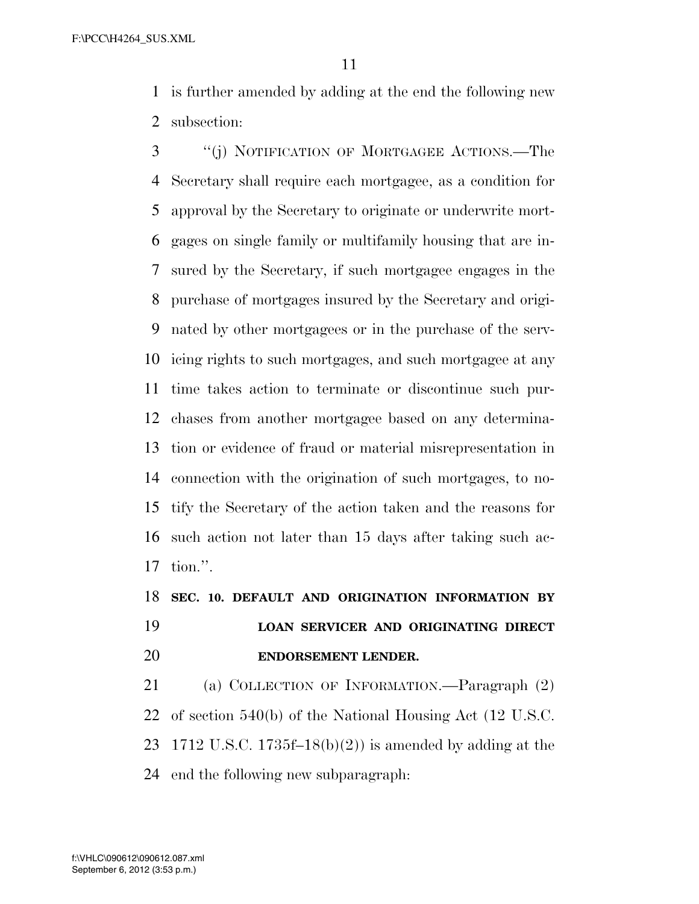is further amended by adding at the end the following new subsection:

"(j) NOTIFICATION OF MORTGAGEE ACTIONS.—The Secretary shall require each mortgagee, as a condition for approval by the Secretary to originate or underwrite mortgages on single family or multifamily housing that are insured by the Secretary, if such mortgagee engages in the purchase of mortgages insured by the Secretary and originated by other mortgagees or in the purchase of the servicing rights to such mortgages, and such mortgagee at any time takes action to terminate or discontinue such purchases from another mortgagee based on any determination or evidence of fraud or material misrepresentation in connection with the origination of such mortgages, to notify the Secretary of the action taken and the reasons for such action not later than 15 days after taking such action.".

**SEC. 10. DEFAULT AND ORIGINATION INFORMATION BY LOAN SERVICER AND ORIGINATING DIRECT ENDORSEMENT LENDER.**

(a) COLLECTION OF INFORMATION.—Paragraph (2) of section 540(b) of the National Housing Act (12 U.S.C. 1712 U.S.C. 1735f–18(b)(2)) is amended by adding at the end the following new subparagraph: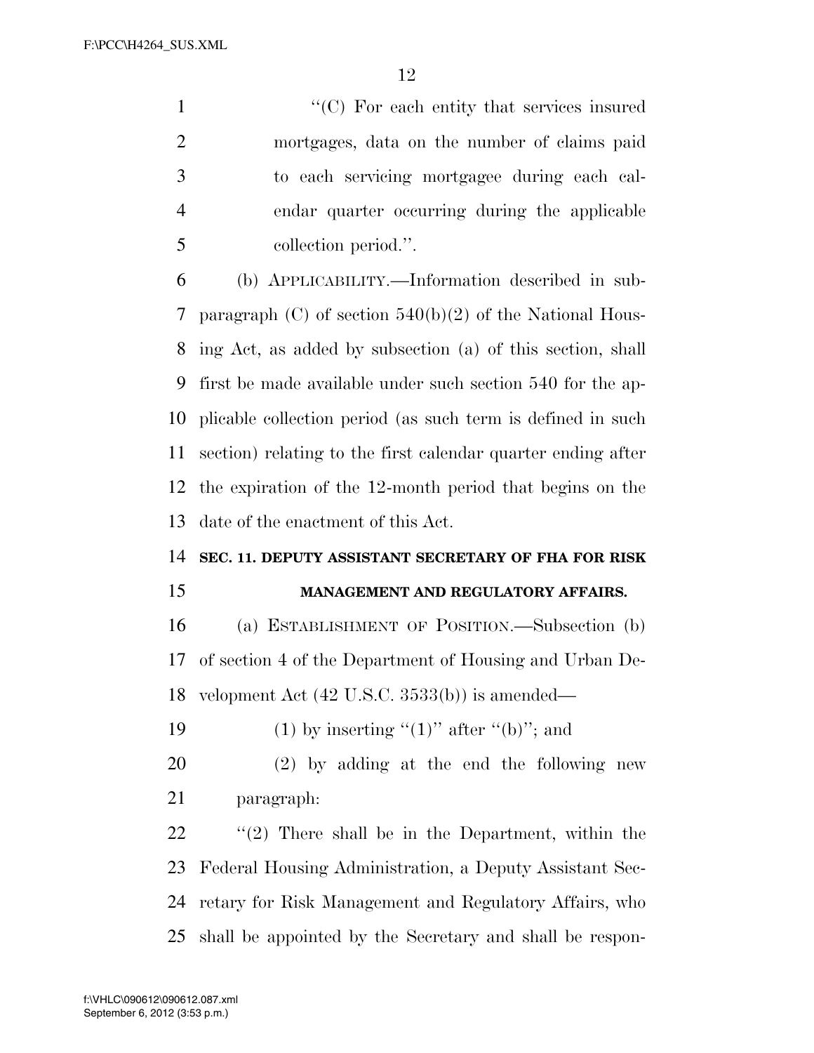"(C) For each entity that services insured mortgages, data on the number of claims paid to each servicing mortgagee during each calendar quarter occurring during the applicable collection period.".

(b) APPLICABILITY.—Information described in subparagraph (C) of section 540(b)(2) of the National Housing Act, as added by subsection (a) of this section, shall first be made available under such section 540 for the applicable collection period (as such term is defined in such section) relating to the first calendar quarter ending after the expiration of the 12-month period that begins on the date of the enactment of this Act.

**SEC. 11. DEPUTY ASSISTANT SECRETARY OF FHA FOR RISK MANAGEMENT AND REGULATORY AFFAIRS.**

(a) ESTABLISHMENT OF POSITION.—Subsection (b) of section 4 of the Department of Housing and Urban Development Act (42 U.S.C. 3533(b)) is amended—

(1) by inserting "(1)" after "(b)"; and

(2) by adding at the end the following new paragraph:

"(2) There shall be in the Department, within the Federal Housing Administration, a Deputy Assistant Secretary for Risk Management and Regulatory Affairs, who shall be appointed by the Secretary and shall be respon-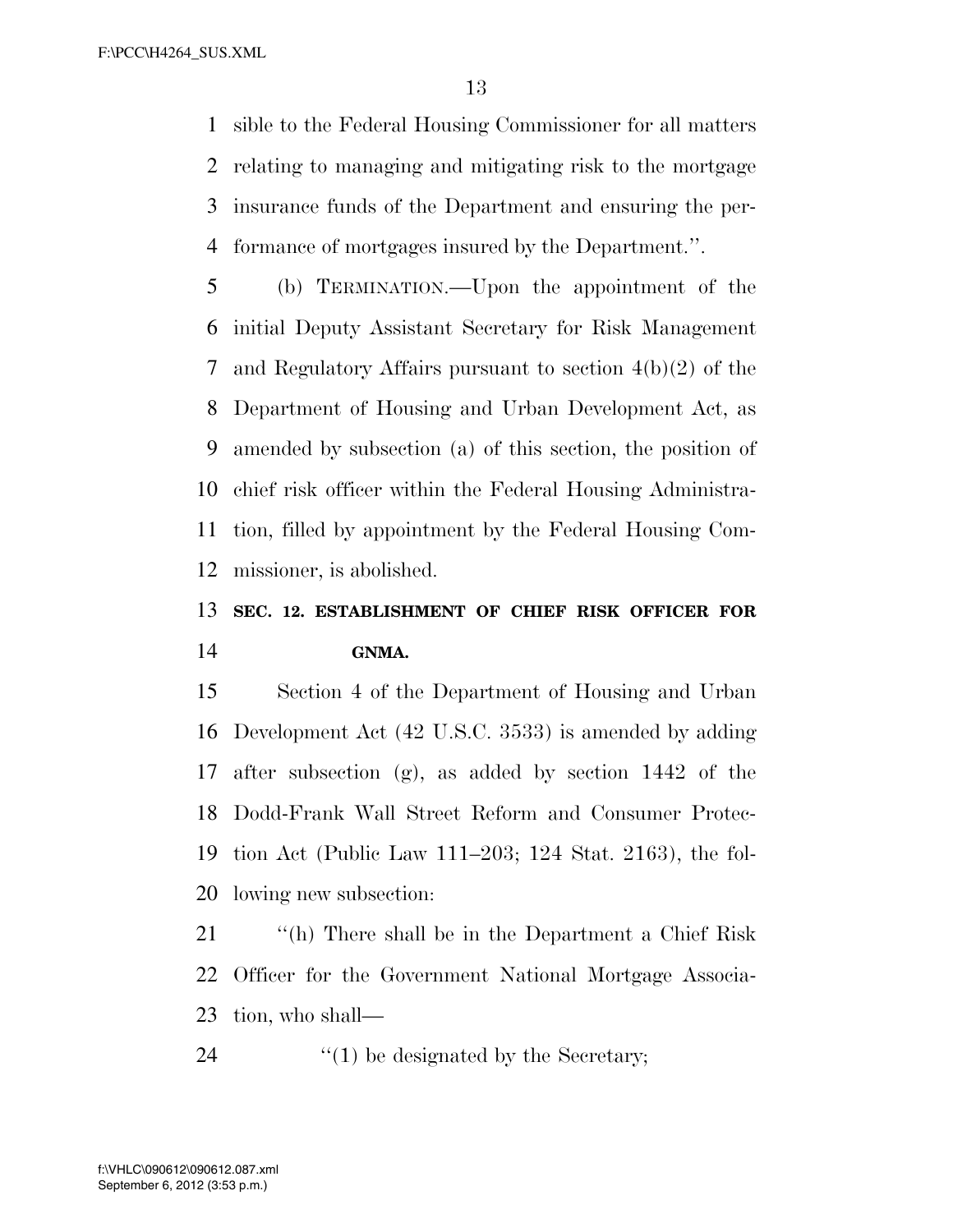sible to the Federal Housing Commissioner for all matters relating to managing and mitigating risk to the mortgage insurance funds of the Department and ensuring the performance of mortgages insured by the Department.''.

(b) TERMINATION.—Upon the appointment of the initial Deputy Assistant Secretary for Risk Management and Regulatory Affairs pursuant to section 4(b)(2) of the Department of Housing and Urban Development Act, as amended by subsection (a) of this section, the position of chief risk officer within the Federal Housing Administration, filled by appointment by the Federal Housing Commissioner, is abolished.

**SEC. 12. ESTABLISHMENT OF CHIEF RISK OFFICER FOR GNMA.**

Section 4 of the Department of Housing and Urban Development Act (42 U.S.C. 3533) is amended by adding after subsection (g), as added by section 1442 of the Dodd-Frank Wall Street Reform and Consumer Protection Act (Public Law 111–203; 124 Stat. 2163), the following new subsection:

''(h) There shall be in the Department a Chief Risk Officer for the Government National Mortgage Association, who shall—

''(1) be designated by the Secretary;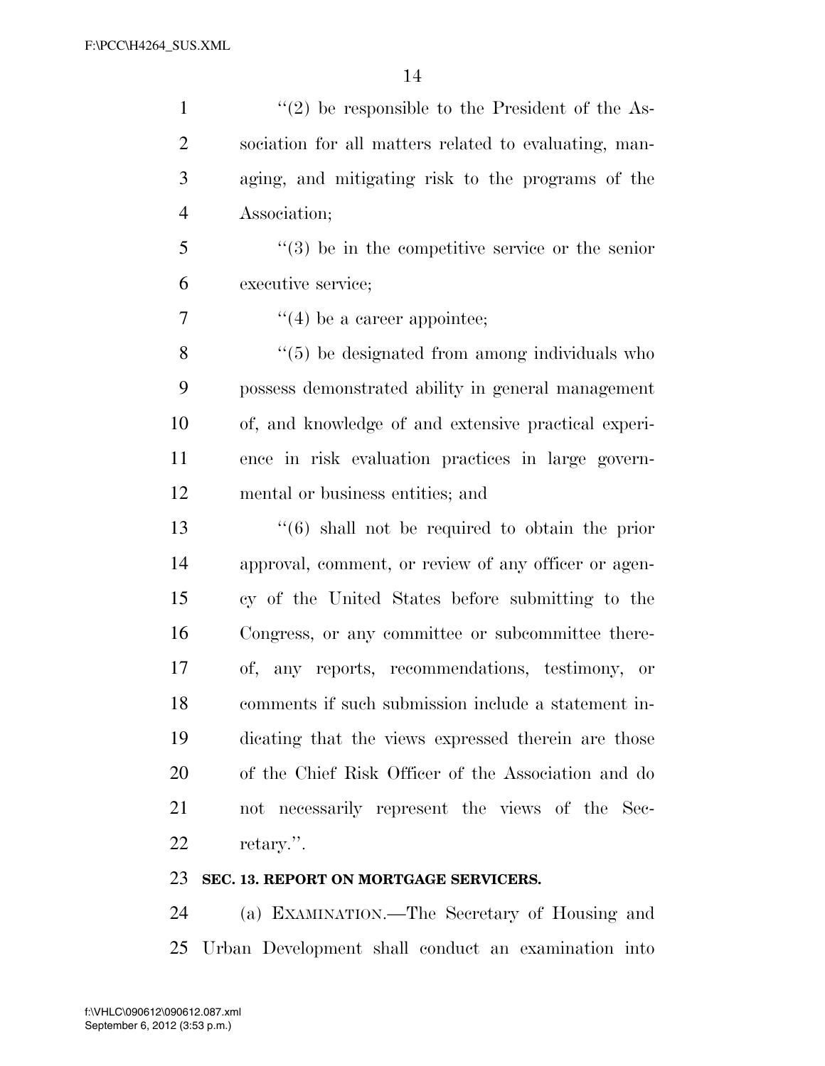''(2) be responsible to the President of the Association for all matters related to evaluating, managing, and mitigating risk to the programs of the Association;

''(3) be in the competitive service or the senior executive service;

''(4) be a career appointee;

''(5) be designated from among individuals who possess demonstrated ability in general management of, and knowledge of and extensive practical experience in risk evaluation practices in large governmental or business entities; and

''(6) shall not be required to obtain the prior approval, comment, or review of any officer or agency of the United States before submitting to the Congress, or any committee or subcommittee thereof, any reports, recommendations, testimony, or comments if such submission include a statement indicating that the views expressed therein are those of the Chief Risk Officer of the Association and do not necessarily represent the views of the Secretary.''.

**SEC. 13. REPORT ON MORTGAGE SERVICERS.**

(a) EXAMINATION.—The Secretary of Housing and Urban Development shall conduct an examination into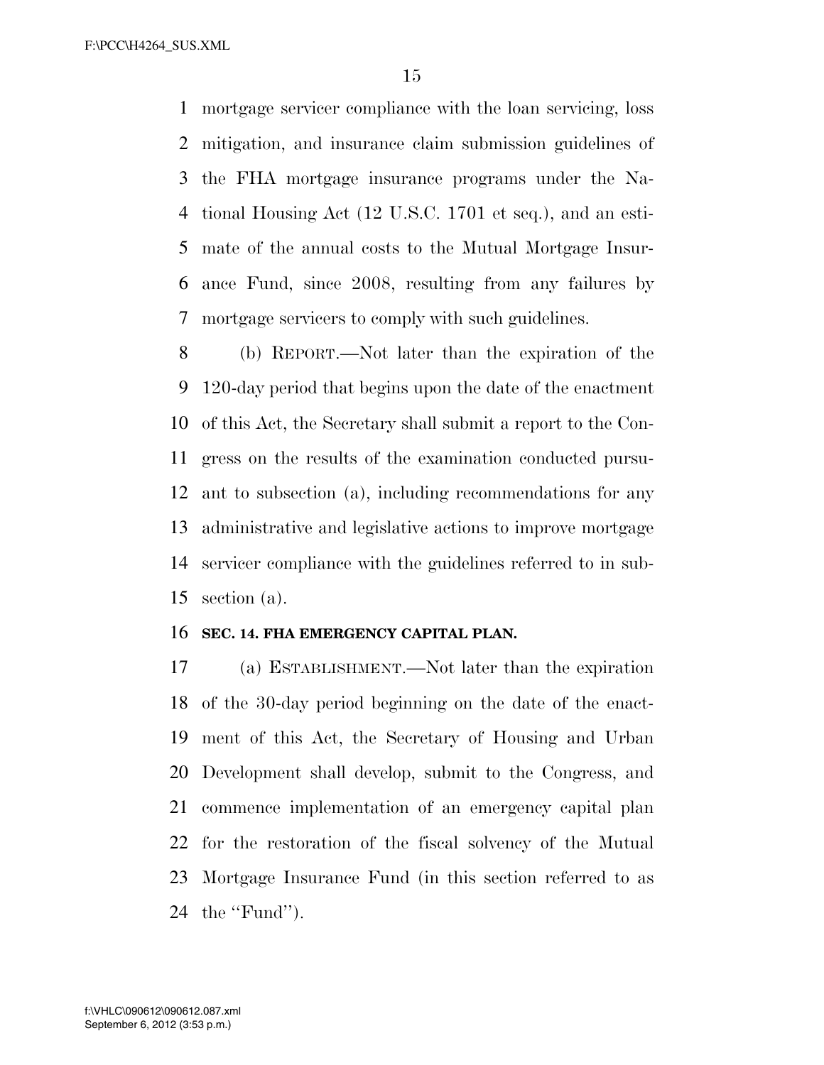mortgage servicer compliance with the loan servicing, loss mitigation, and insurance claim submission guidelines of the FHA mortgage insurance programs under the National Housing Act (12 U.S.C. 1701 et seq.), and an estimate of the annual costs to the Mutual Mortgage Insurance Fund, since 2008, resulting from any failures by mortgage servicers to comply with such guidelines.

(b) REPORT.—Not later than the expiration of the 120-day period that begins upon the date of the enactment of this Act, the Secretary shall submit a report to the Congress on the results of the examination conducted pursuant to subsection (a), including recommendations for any administrative and legislative actions to improve mortgage servicer compliance with the guidelines referred to in subsection (a).

**SEC. 14. FHA EMERGENCY CAPITAL PLAN.**

(a) ESTABLISHMENT.—Not later than the expiration of the 30-day period beginning on the date of the enactment of this Act, the Secretary of Housing and Urban Development shall develop, submit to the Congress, and commence implementation of an emergency capital plan for the restoration of the fiscal solvency of the Mutual Mortgage Insurance Fund (in this section referred to as the ''Fund'').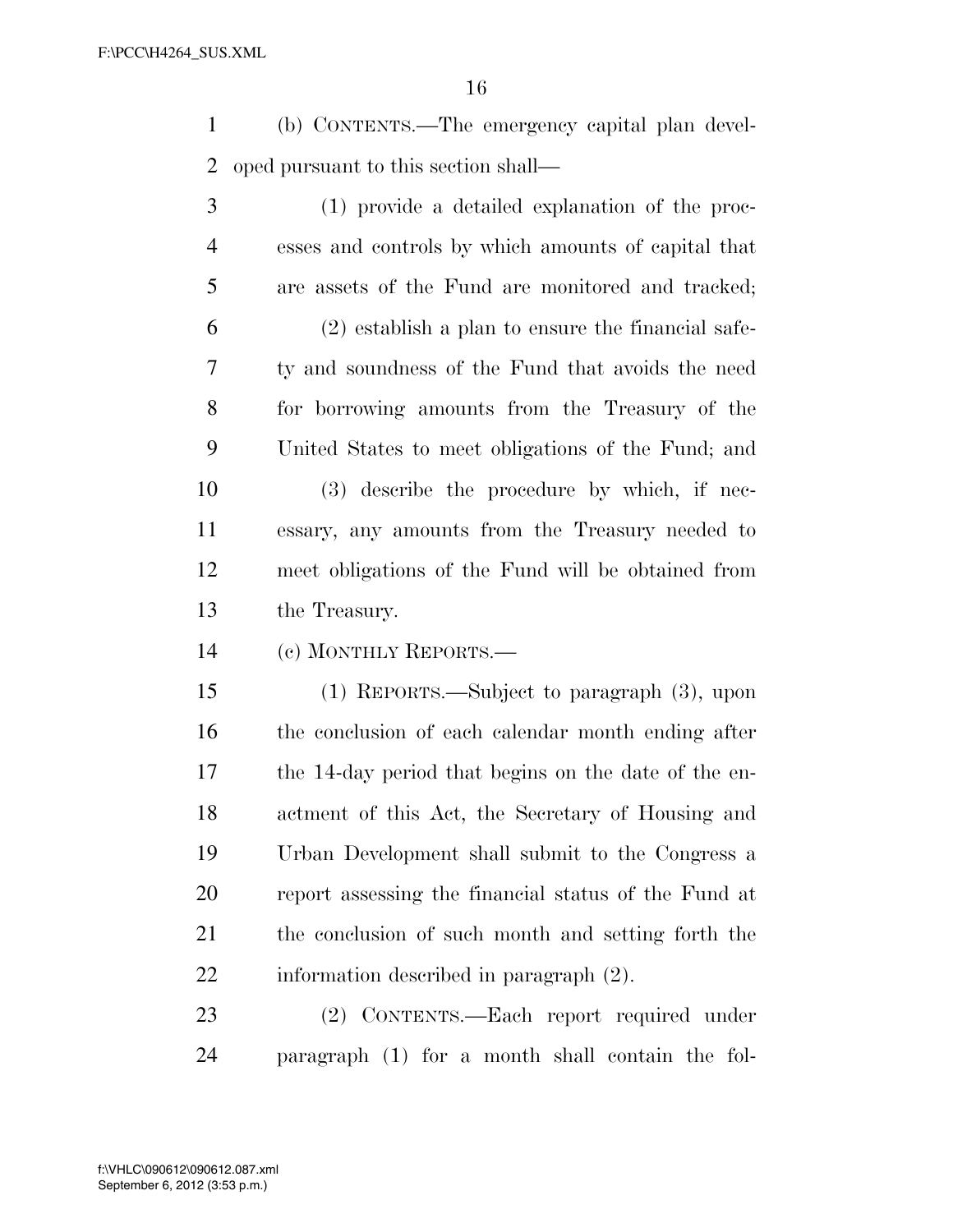(b) CONTENTS.—The emergency capital plan developed pursuant to this section shall—

(1) provide a detailed explanation of the processes and controls by which amounts of capital that are assets of the Fund are monitored and tracked;

(2) establish a plan to ensure the financial safety and soundness of the Fund that avoids the need for borrowing amounts from the Treasury of the United States to meet obligations of the Fund; and

(3) describe the procedure by which, if necessary, any amounts from the Treasury needed to meet obligations of the Fund will be obtained from the Treasury.

(c) MONTHLY REPORTS.—

(1) REPORTS.—Subject to paragraph (3), upon the conclusion of each calendar month ending after the 14-day period that begins on the date of the enactment of this Act, the Secretary of Housing and Urban Development shall submit to the Congress a report assessing the financial status of the Fund at the conclusion of such month and setting forth the information described in paragraph (2).

(2) CONTENTS.—Each report required under paragraph (1) for a month shall contain the fol-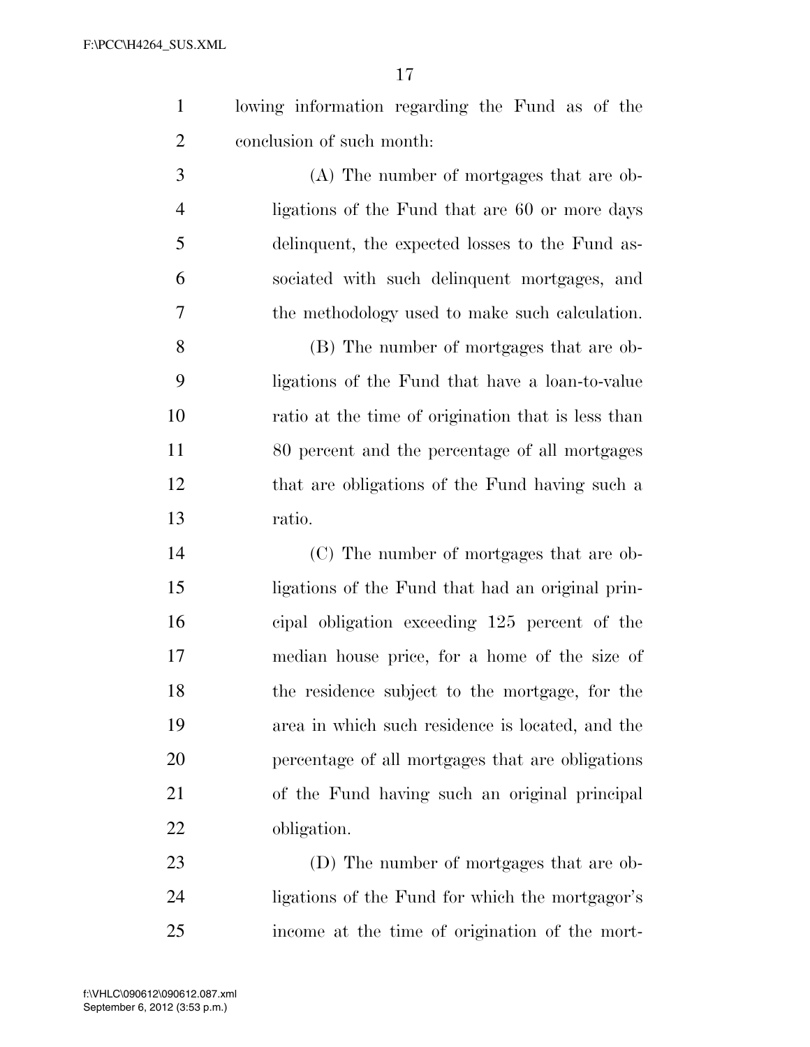lowing information regarding the Fund as of the conclusion of such month:

(A) The number of mortgages that are obligations of the Fund that are 60 or more days delinquent, the expected losses to the Fund associated with such delinquent mortgages, and the methodology used to make such calculation.

(B) The number of mortgages that are obligations of the Fund that have a loan-to-value ratio at the time of origination that is less than 80 percent and the percentage of all mortgages that are obligations of the Fund having such a ratio.

(C) The number of mortgages that are obligations of the Fund that had an original principal obligation exceeding 125 percent of the median house price, for a home of the size of the residence subject to the mortgage, for the area in which such residence is located, and the percentage of all mortgages that are obligations of the Fund having such an original principal obligation.

(D) The number of mortgages that are obligations of the Fund for which the mortgagor's income at the time of origination of the mort-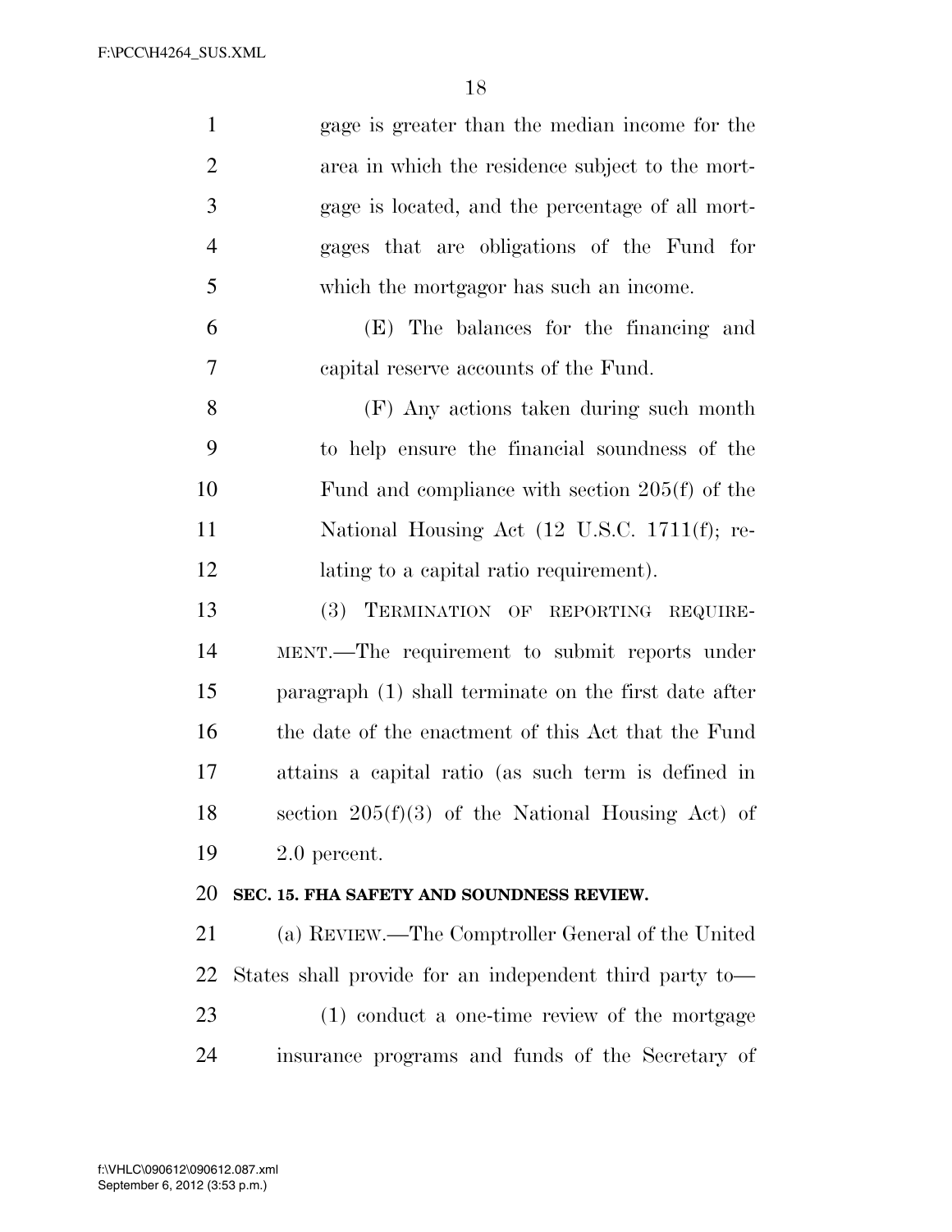gage is greater than the median income for the area in which the residence subject to the mortgage is located, and the percentage of all mortgages that are obligations of the Fund for which the mortgagor has such an income.

(E) The balances for the financing and capital reserve accounts of the Fund.

(F) Any actions taken during such month to help ensure the financial soundness of the Fund and compliance with section 205(f) of the National Housing Act (12 U.S.C. 1711(f); relating to a capital ratio requirement).

(3) TERMINATION OF REPORTING REQUIREMENT.—The requirement to submit reports under paragraph (1) shall terminate on the first date after the date of the enactment of this Act that the Fund attains a capital ratio (as such term is defined in section 205(f)(3) of the National Housing Act) of 2.0 percent.

**SEC. 15. FHA SAFETY AND SOUNDNESS REVIEW.**

(a) REVIEW.—The Comptroller General of the United States shall provide for an independent third party to—

(1) conduct a one-time review of the mortgage insurance programs and funds of the Secretary of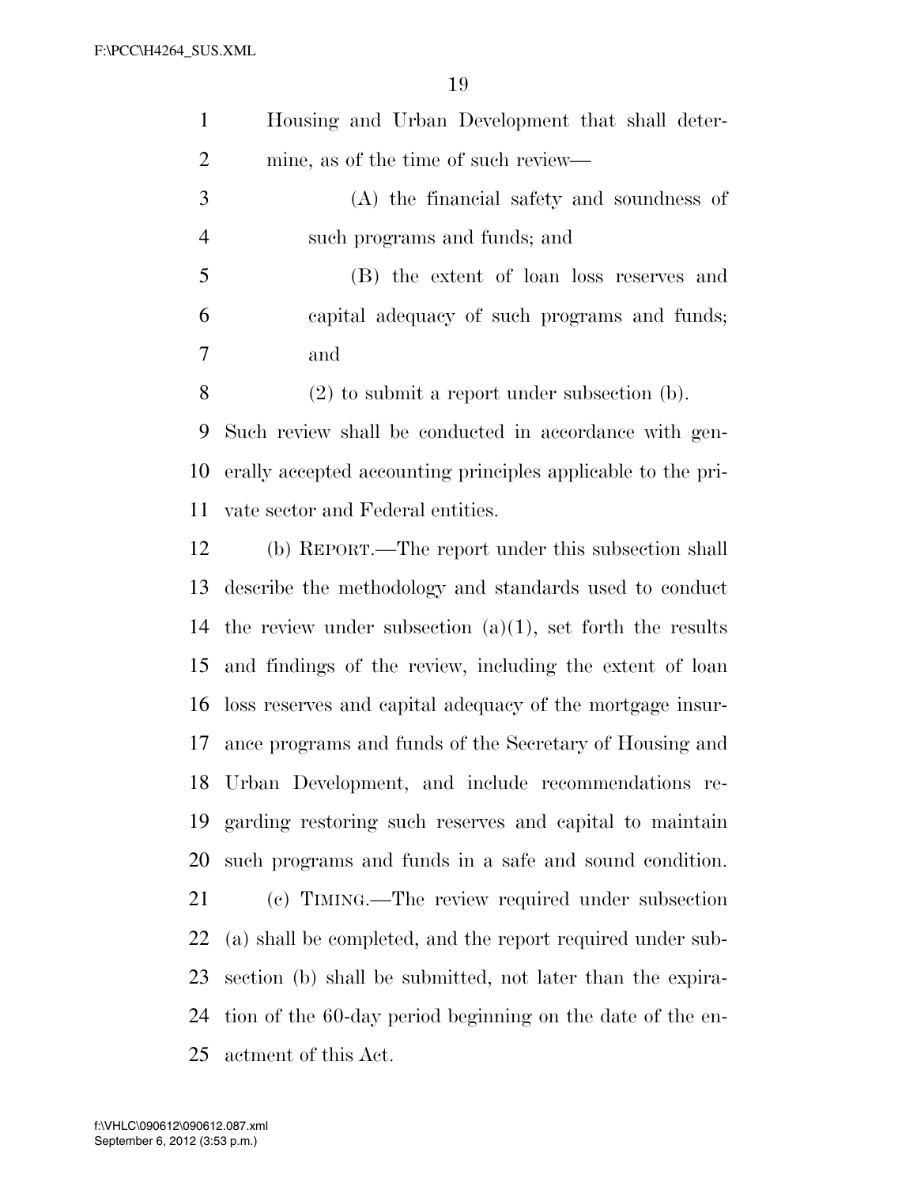Housing and Urban Development that shall determine, as of the time of such review—

(A) the financial safety and soundness of such programs and funds; and

(B) the extent of loan loss reserves and capital adequacy of such programs and funds; and

(2) to submit a report under subsection (b).

Such review shall be conducted in accordance with generally accepted accounting principles applicable to the private sector and Federal entities.

(b) REPORT.—The report under this subsection shall describe the methodology and standards used to conduct the review under subsection (a)(1), set forth the results and findings of the review, including the extent of loan loss reserves and capital adequacy of the mortgage insurance programs and funds of the Secretary of Housing and Urban Development, and include recommendations regarding restoring such reserves and capital to maintain such programs and funds in a safe and sound condition.

(c) TIMING.—The review required under subsection (a) shall be completed, and the report required under subsection (b) shall be submitted, not later than the expiration of the 60-day period beginning on the date of the enactment of this Act.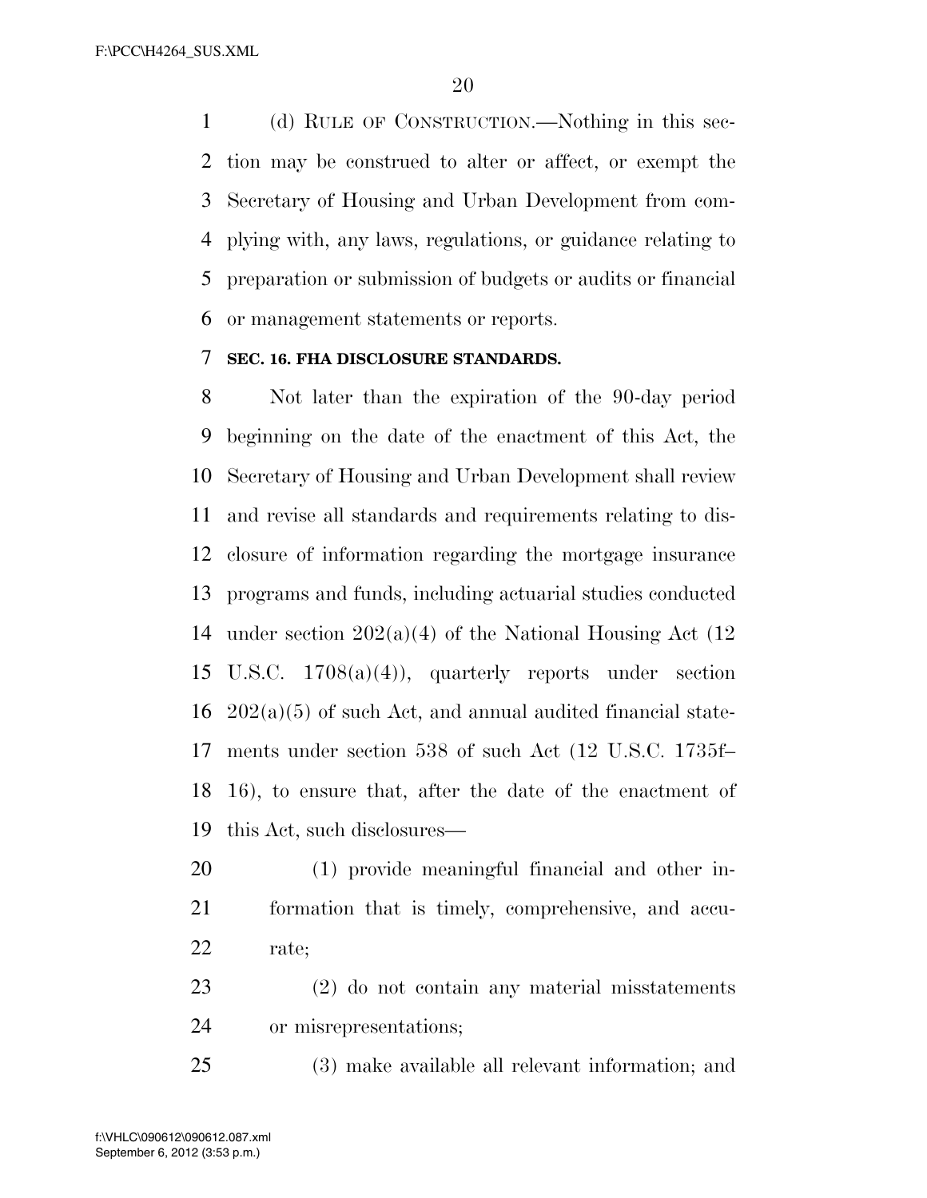(d) RULE OF CONSTRUCTION.—Nothing in this section may be construed to alter or affect, or exempt the Secretary of Housing and Urban Development from complying with, any laws, regulations, or guidance relating to preparation or submission of budgets or audits or financial or management statements or reports.

### SEC. 16. FHA DISCLOSURE STANDARDS.

Not later than the expiration of the 90-day period beginning on the date of the enactment of this Act, the Secretary of Housing and Urban Development shall review and revise all standards and requirements relating to disclosure of information regarding the mortgage insurance programs and funds, including actuarial studies conducted under section 202(a)(4) of the National Housing Act (12 U.S.C. 1708(a)(4)), quarterly reports under section 202(a)(5) of such Act, and annual audited financial statements under section 538 of such Act (12 U.S.C. 1735f–16), to ensure that, after the date of the enactment of this Act, such disclosures—

(1) provide meaningful financial and other information that is timely, comprehensive, and accurate;

(2) do not contain any material misstatements or misrepresentations;

(3) make available all relevant information; and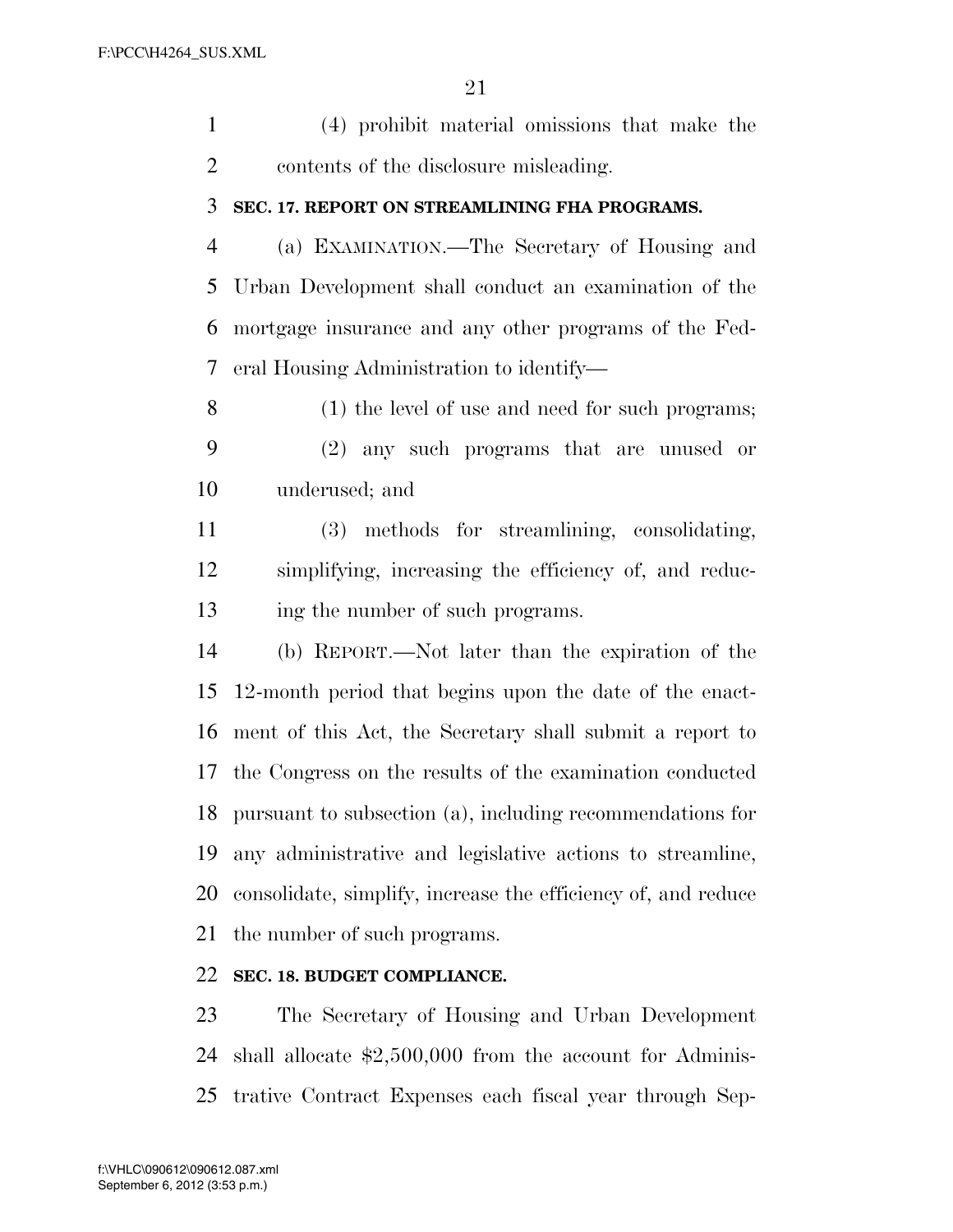(4) prohibit material omissions that make the contents of the disclosure misleading.

**SEC. 17. REPORT ON STREAMLINING FHA PROGRAMS.**

(a) EXAMINATION.—The Secretary of Housing and Urban Development shall conduct an examination of the mortgage insurance and any other programs of the Federal Housing Administration to identify—

(1) the level of use and need for such programs;

(2) any such programs that are unused or underused; and

(3) methods for streamlining, consolidating, simplifying, increasing the efficiency of, and reducing the number of such programs.

(b) REPORT.—Not later than the expiration of the 12-month period that begins upon the date of the enactment of this Act, the Secretary shall submit a report to the Congress on the results of the examination conducted pursuant to subsection (a), including recommendations for any administrative and legislative actions to streamline, consolidate, simplify, increase the efficiency of, and reduce the number of such programs.

**SEC. 18. BUDGET COMPLIANCE.**

The Secretary of Housing and Urban Development shall allocate $2,500,000 from the account for Administrative Contract Expenses each fiscal year through Sep-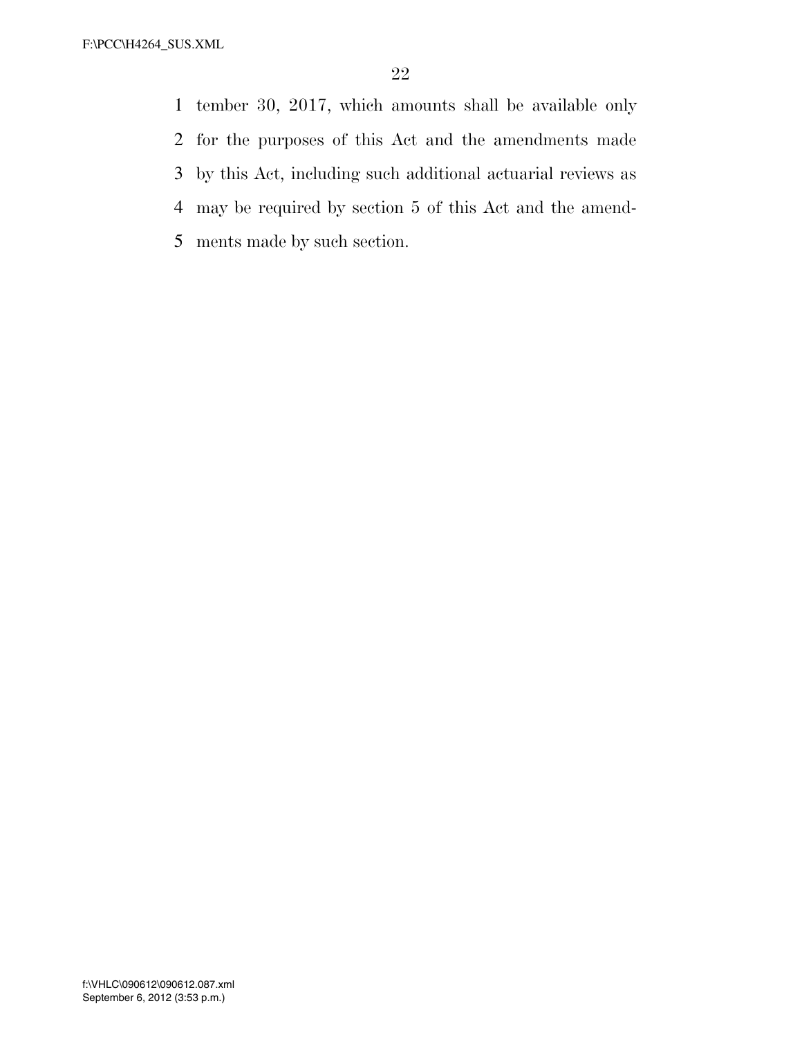tember 30, 2017, which amounts shall be available only for the purposes of this Act and the amendments made by this Act, including such additional actuarial reviews as may be required by section 5 of this Act and the amendments made by such section.